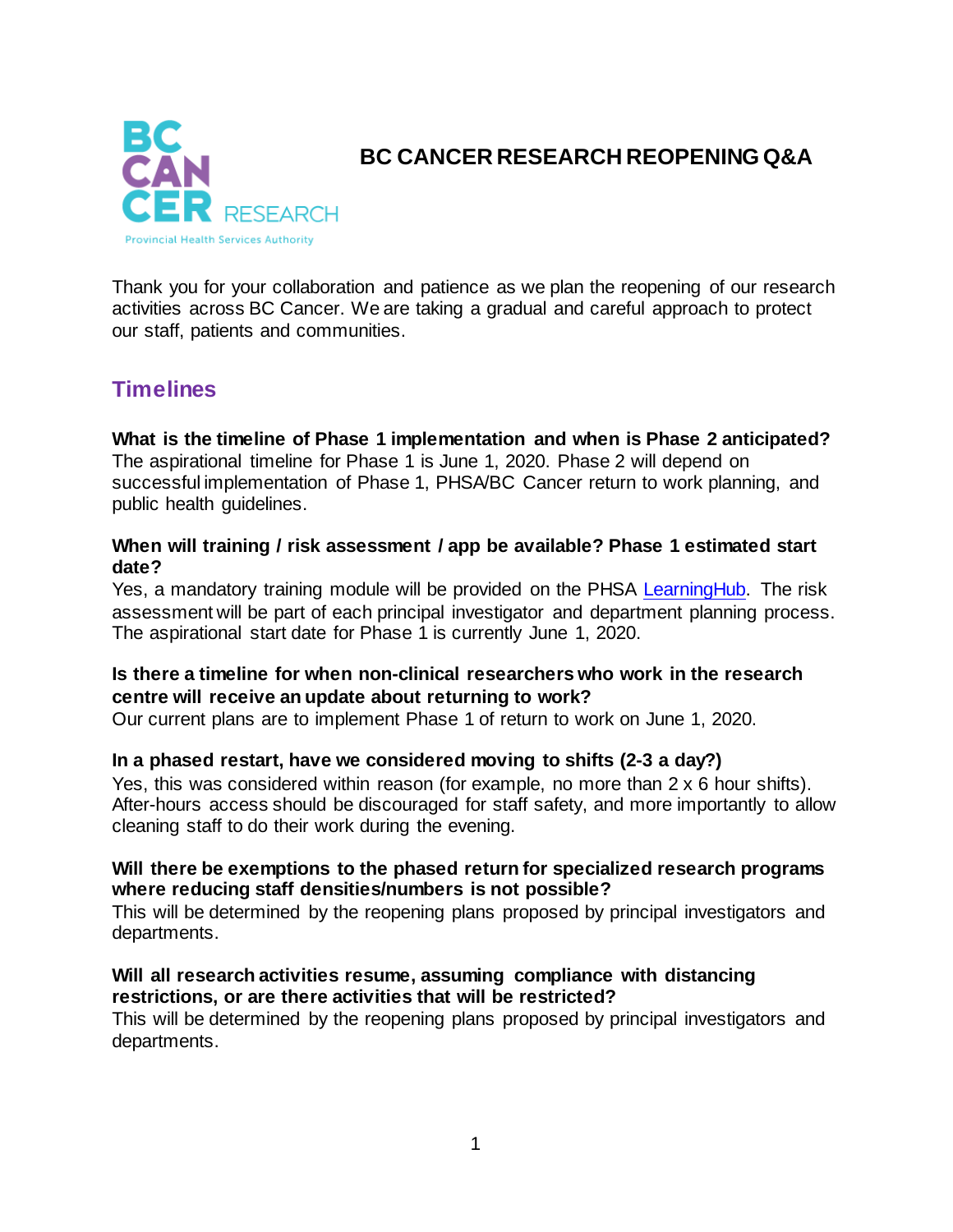# BC CANCER RESEARCH REOPENING Q&A

Thank you for your collaboration and patience as we plan the reopening of our research activities across BC Cancer. We are taking a gradual and careful approach to protect our staff, patients and communities.

## Timelines

**What is the timeline of Phase 1 implementation and when is Phase 2 anticipated?**
The aspirational timeline for Phase 1 is June 1, 2020. Phase 2 will depend on successful implementation of Phase 1, PHSA/BC Cancer return to work planning, and public health guidelines.

**When will training / risk assessment / app be available? Phase 1 estimated start date?**
Yes, a mandatory training module will be provided on the PHSA LearningHub. The risk assessment will be part of each principal investigator and department planning process. The aspirational start date for Phase 1 is currently June 1, 2020.

**Is there a timeline for when non-clinical researchers who work in the research centre will receive an update about returning to work?**
Our current plans are to implement Phase 1 of return to work on June 1, 2020.

**In a phased restart, have we considered moving to shifts (2-3 a day?)**
Yes, this was considered within reason (for example, no more than 2 x 6 hour shifts). After-hours access should be discouraged for staff safety, and more importantly to allow cleaning staff to do their work during the evening.

**Will there be exemptions to the phased return for specialized research programs where reducing staff densities/numbers is not possible?**
This will be determined by the reopening plans proposed by principal investigators and departments.

**Will all research activities resume, assuming compliance with distancing restrictions, or are there activities that will be restricted?**
This will be determined by the reopening plans proposed by principal investigators and departments.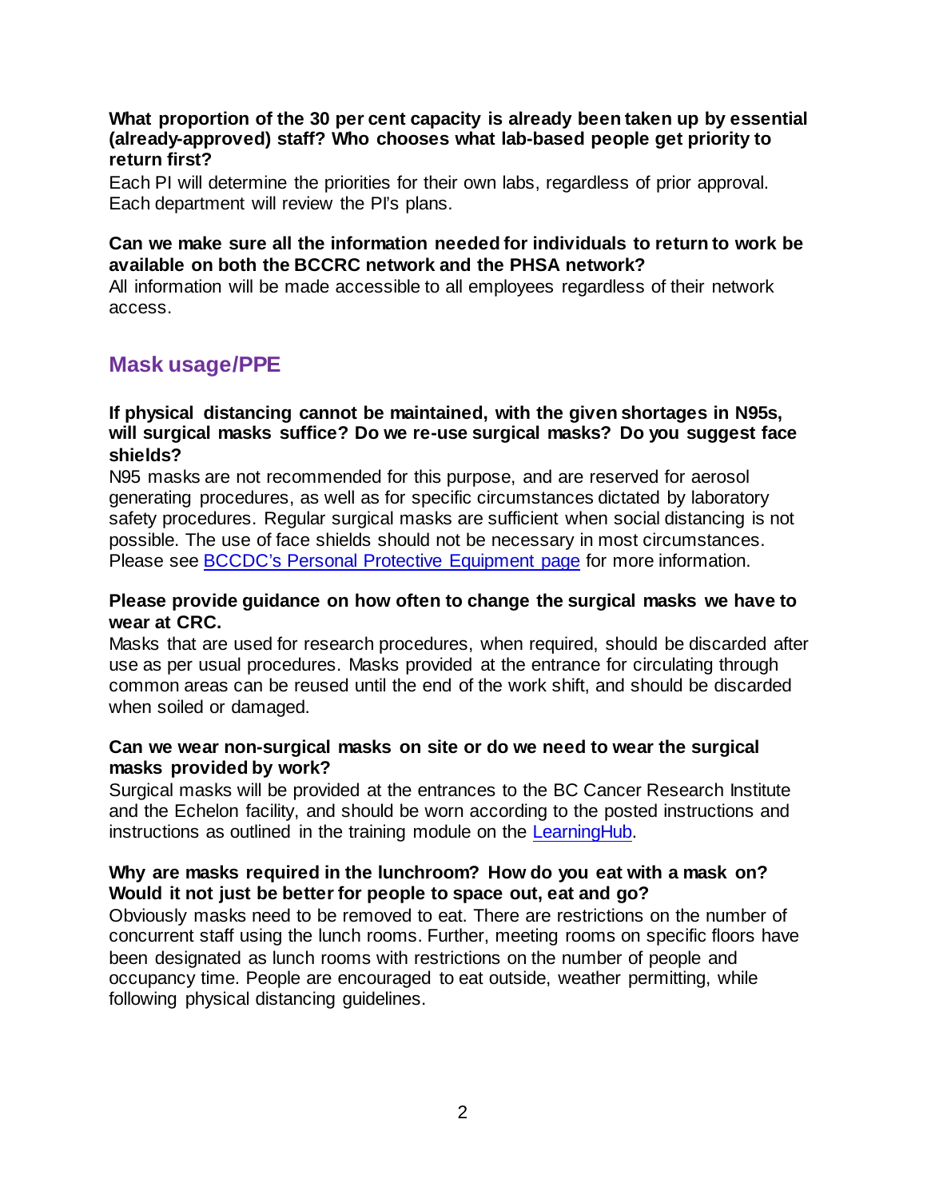**What proportion of the 30 per cent capacity is already been taken up by essential (already-approved) staff? Who chooses what lab-based people get priority to return first?**

Each PI will determine the priorities for their own labs, regardless of prior approval. Each department will review the PI's plans.

**Can we make sure all the information needed for individuals to return to work be available on both the BCCRC network and the PHSA network?**

All information will be made accessible to all employees regardless of their network access.

## Mask usage/PPE

**If physical distancing cannot be maintained, with the given shortages in N95s, will surgical masks suffice? Do we re-use surgical masks? Do you suggest face shields?**

N95 masks are not recommended for this purpose, and are reserved for aerosol generating procedures, as well as for specific circumstances dictated by laboratory safety procedures. Regular surgical masks are sufficient when social distancing is not possible. The use of face shields should not be necessary in most circumstances. Please see BCCDC's Personal Protective Equipment page for more information.

**Please provide guidance on how often to change the surgical masks we have to wear at CRC.**

Masks that are used for research procedures, when required, should be discarded after use as per usual procedures. Masks provided at the entrance for circulating through common areas can be reused until the end of the work shift, and should be discarded when soiled or damaged.

**Can we wear non-surgical masks on site or do we need to wear the surgical masks provided by work?**

Surgical masks will be provided at the entrances to the BC Cancer Research Institute and the Echelon facility, and should be worn according to the posted instructions and instructions as outlined in the training module on the LearningHub.

**Why are masks required in the lunchroom? How do you eat with a mask on? Would it not just be better for people to space out, eat and go?**

Obviously masks need to be removed to eat. There are restrictions on the number of concurrent staff using the lunch rooms. Further, meeting rooms on specific floors have been designated as lunch rooms with restrictions on the number of people and occupancy time. People are encouraged to eat outside, weather permitting, while following physical distancing guidelines.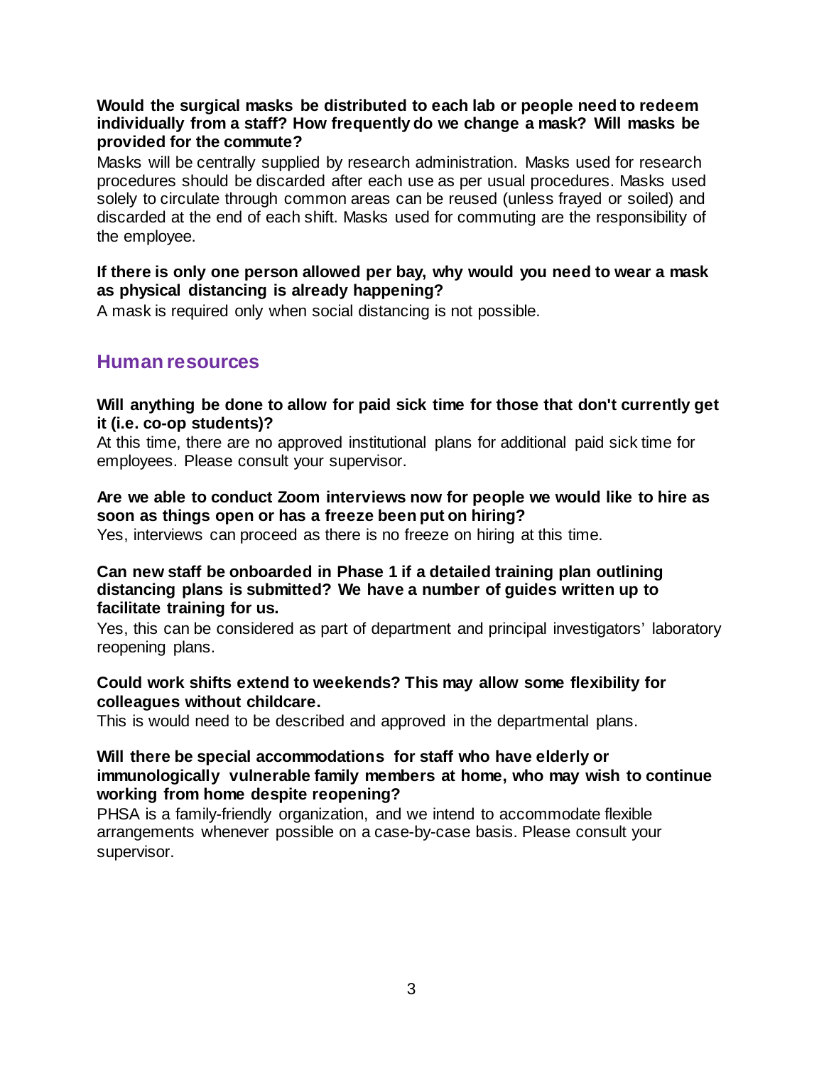**Would the surgical masks be distributed to each lab or people need to redeem individually from a staff? How frequently do we change a mask? Will masks be provided for the commute?**

Masks will be centrally supplied by research administration. Masks used for research procedures should be discarded after each use as per usual procedures. Masks used solely to circulate through common areas can be reused (unless frayed or soiled) and discarded at the end of each shift. Masks used for commuting are the responsibility of the employee.

**If there is only one person allowed per bay, why would you need to wear a mask as physical distancing is already happening?**

A mask is required only when social distancing is not possible.

## Human resources

**Will anything be done to allow for paid sick time for those that don't currently get it (i.e. co-op students)?**

At this time, there are no approved institutional plans for additional paid sick time for employees. Please consult your supervisor.

**Are we able to conduct Zoom interviews now for people we would like to hire as soon as things open or has a freeze been put on hiring?**

Yes, interviews can proceed as there is no freeze on hiring at this time.

**Can new staff be onboarded in Phase 1 if a detailed training plan outlining distancing plans is submitted? We have a number of guides written up to facilitate training for us.**

Yes, this can be considered as part of department and principal investigators' laboratory reopening plans.

**Could work shifts extend to weekends? This may allow some flexibility for colleagues without childcare.**

This is would need to be described and approved in the departmental plans.

**Will there be special accommodations for staff who have elderly or immunologically vulnerable family members at home, who may wish to continue working from home despite reopening?**

PHSA is a family-friendly organization, and we intend to accommodate flexible arrangements whenever possible on a case-by-case basis. Please consult your supervisor.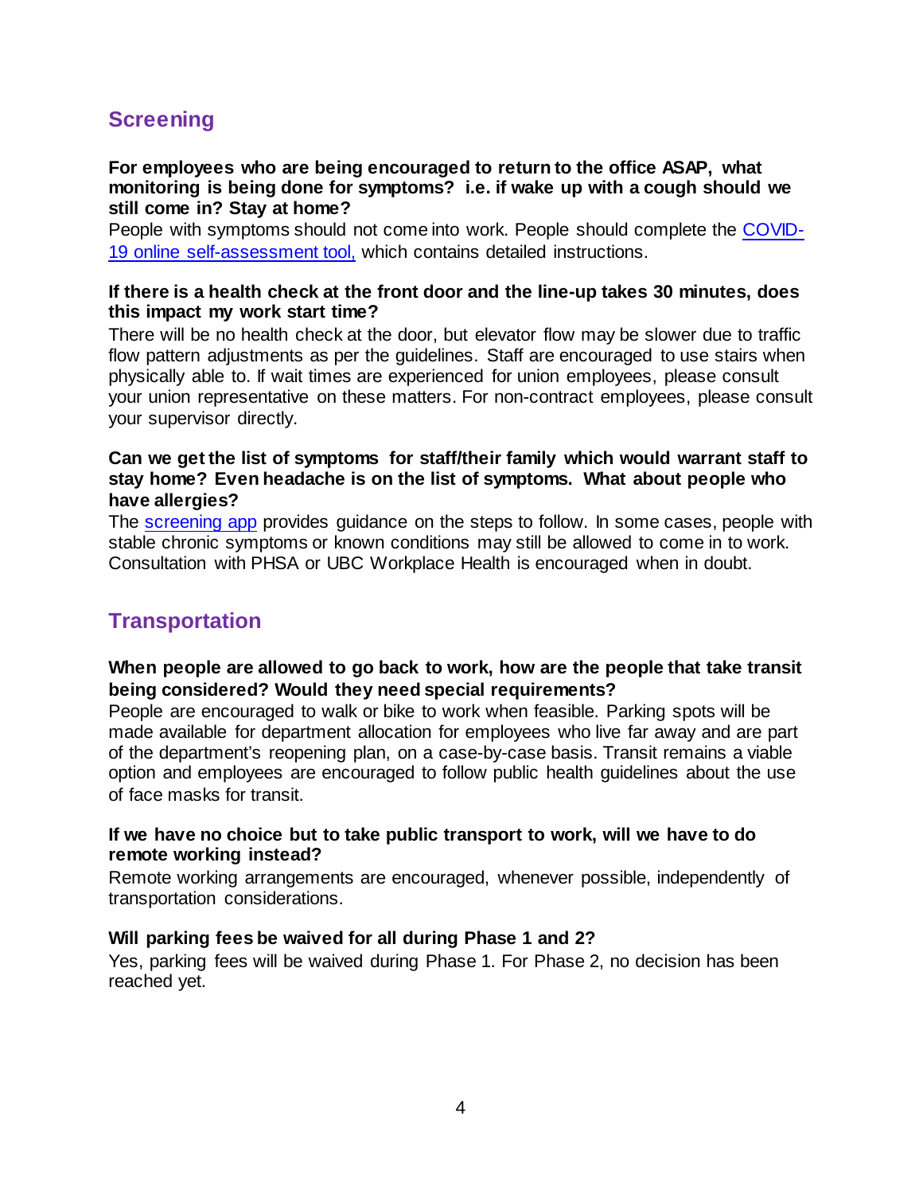## Screening

**For employees who are being encouraged to return to the office ASAP, what monitoring is being done for symptoms? i.e. if wake up with a cough should we still come in? Stay at home?**

People with symptoms should not come into work. People should complete the [COVID-19 online self-assessment tool,](#) which contains detailed instructions.

**If there is a health check at the front door and the line-up takes 30 minutes, does this impact my work start time?**

There will be no health check at the door, but elevator flow may be slower due to traffic flow pattern adjustments as per the guidelines. Staff are encouraged to use stairs when physically able to. If wait times are experienced for union employees, please consult your union representative on these matters. For non-contract employees, please consult your supervisor directly.

**Can we get the list of symptoms for staff/their family which would warrant staff to stay home? Even headache is on the list of symptoms. What about people who have allergies?**

The [screening app](#) provides guidance on the steps to follow. In some cases, people with stable chronic symptoms or known conditions may still be allowed to come in to work. Consultation with PHSA or UBC Workplace Health is encouraged when in doubt.

## Transportation

**When people are allowed to go back to work, how are the people that take transit being considered? Would they need special requirements?**

People are encouraged to walk or bike to work when feasible. Parking spots will be made available for department allocation for employees who live far away and are part of the department's reopening plan, on a case-by-case basis. Transit remains a viable option and employees are encouraged to follow public health guidelines about the use of face masks for transit.

**If we have no choice but to take public transport to work, will we have to do remote working instead?**

Remote working arrangements are encouraged, whenever possible, independently of transportation considerations.

**Will parking fees be waived for all during Phase 1 and 2?**

Yes, parking fees will be waived during Phase 1. For Phase 2, no decision has been reached yet.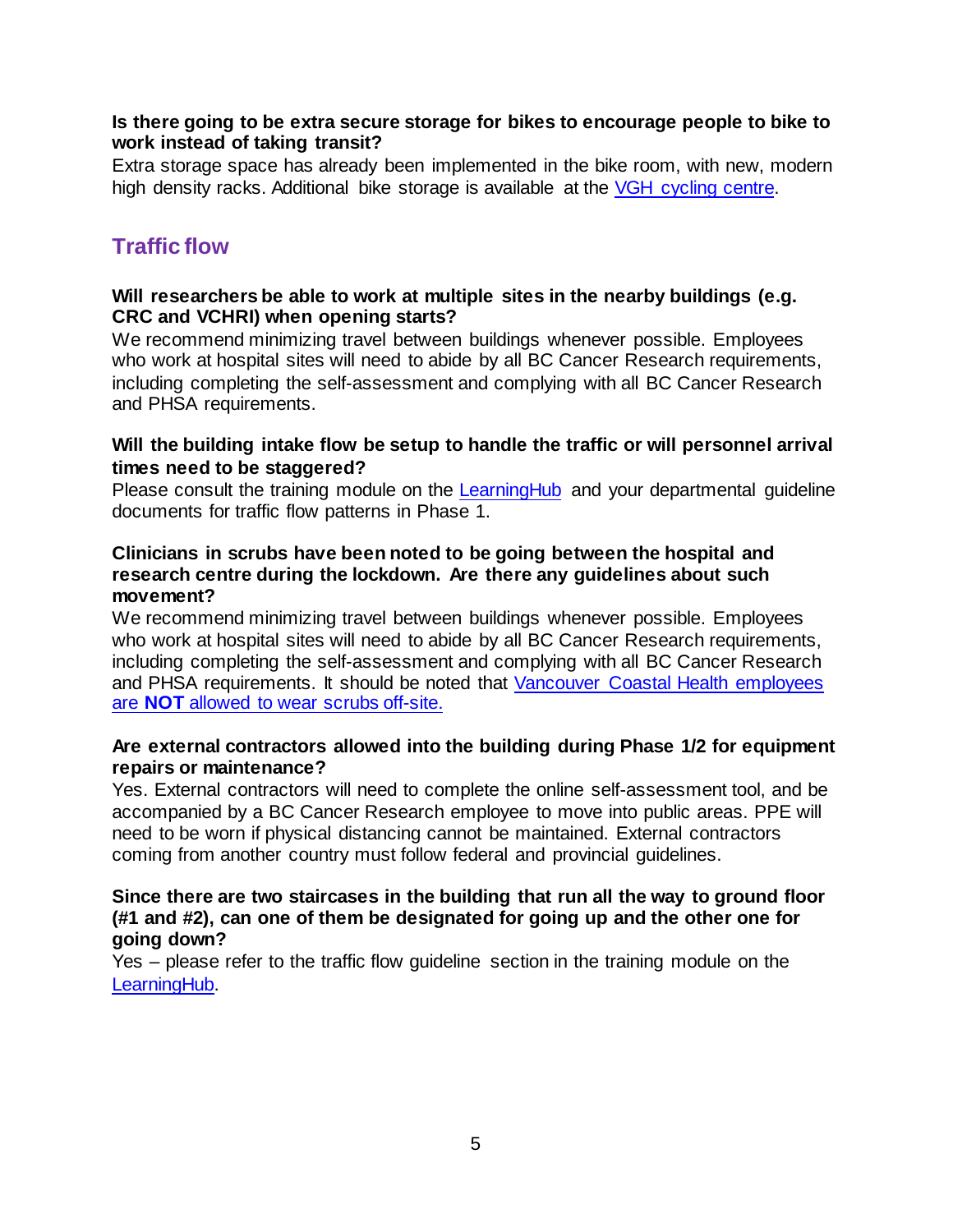**Is there going to be extra secure storage for bikes to encourage people to bike to work instead of taking transit?**
Extra storage space has already been implemented in the bike room, with new, modern high density racks. Additional bike storage is available at the VGH cycling centre.

## Traffic flow

**Will researchers be able to work at multiple sites in the nearby buildings (e.g. CRC and VCHRI) when opening starts?**
We recommend minimizing travel between buildings whenever possible. Employees who work at hospital sites will need to abide by all BC Cancer Research requirements, including completing the self-assessment and complying with all BC Cancer Research and PHSA requirements.

**Will the building intake flow be setup to handle the traffic or will personnel arrival times need to be staggered?**
Please consult the training module on the LearningHub and your departmental guideline documents for traffic flow patterns in Phase 1.

**Clinicians in scrubs have been noted to be going between the hospital and research centre during the lockdown. Are there any guidelines about such movement?**
We recommend minimizing travel between buildings whenever possible. Employees who work at hospital sites will need to abide by all BC Cancer Research requirements, including completing the self-assessment and complying with all BC Cancer Research and PHSA requirements. It should be noted that Vancouver Coastal Health employees are **NOT** allowed to wear scrubs off-site.

**Are external contractors allowed into the building during Phase 1/2 for equipment repairs or maintenance?**
Yes. External contractors will need to complete the online self-assessment tool, and be accompanied by a BC Cancer Research employee to move into public areas. PPE will need to be worn if physical distancing cannot be maintained. External contractors coming from another country must follow federal and provincial guidelines.

**Since there are two staircases in the building that run all the way to ground floor (#1 and #2), can one of them be designated for going up and the other one for going down?**
Yes – please refer to the traffic flow guideline section in the training module on the LearningHub.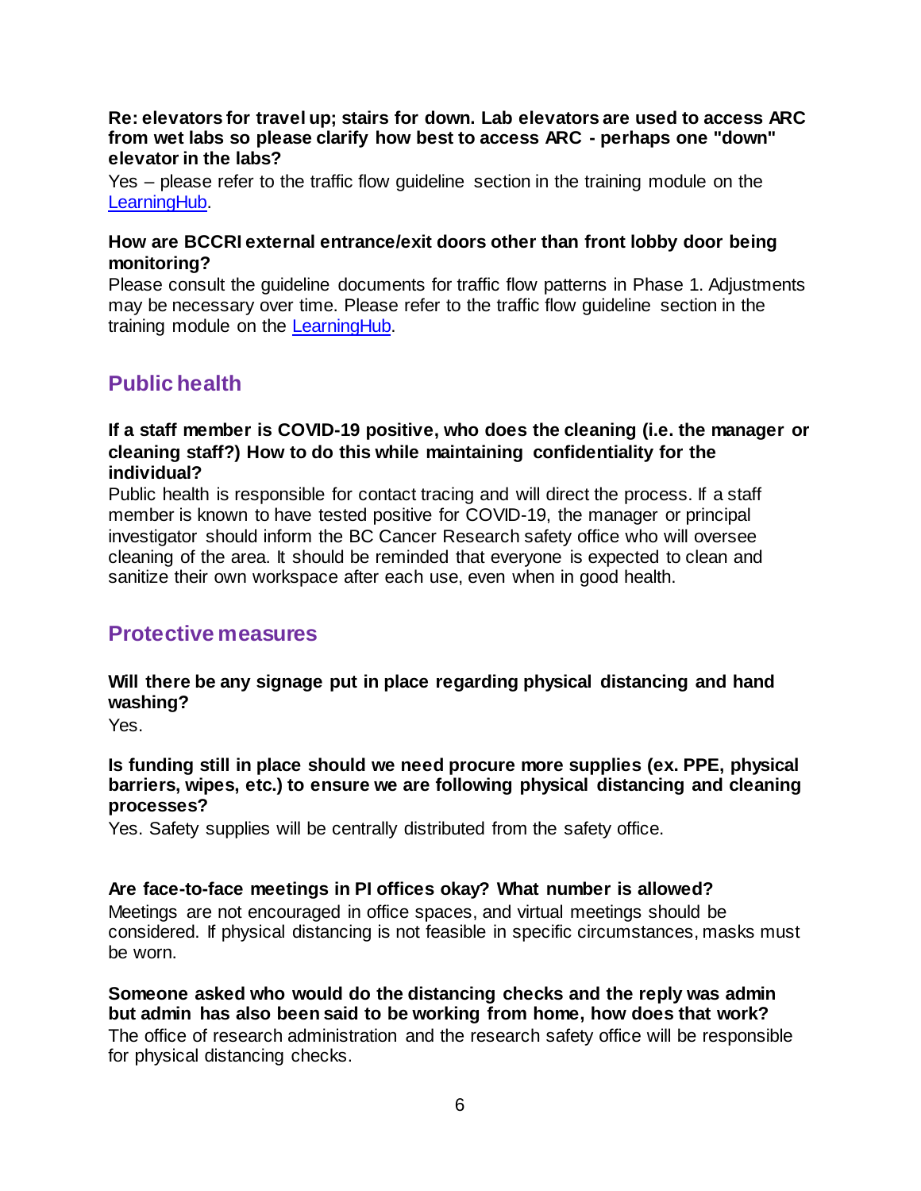**Re: elevators for travel up; stairs for down. Lab elevators are used to access ARC from wet labs so please clarify how best to access ARC - perhaps one "down" elevator in the labs?**

Yes – please refer to the traffic flow guideline section in the training module on the [LearningHub](LearningHub).

**How are BCCRI external entrance/exit doors other than front lobby door being monitoring?**

Please consult the guideline documents for traffic flow patterns in Phase 1. Adjustments may be necessary over time. Please refer to the traffic flow guideline section in the training module on the [LearningHub](LearningHub).

## Public health

**If a staff member is COVID-19 positive, who does the cleaning (i.e. the manager or cleaning staff?) How to do this while maintaining confidentiality for the individual?**

Public health is responsible for contact tracing and will direct the process. If a staff member is known to have tested positive for COVID-19, the manager or principal investigator should inform the BC Cancer Research safety office who will oversee cleaning of the area. It should be reminded that everyone is expected to clean and sanitize their own workspace after each use, even when in good health.

## Protective measures

**Will there be any signage put in place regarding physical distancing and hand washing?**

Yes.

**Is funding still in place should we need procure more supplies (ex. PPE, physical barriers, wipes, etc.) to ensure we are following physical distancing and cleaning processes?**

Yes. Safety supplies will be centrally distributed from the safety office.

**Are face-to-face meetings in PI offices okay? What number is allowed?**

Meetings are not encouraged in office spaces, and virtual meetings should be considered. If physical distancing is not feasible in specific circumstances, masks must be worn.

**Someone asked who would do the distancing checks and the reply was admin but admin has also been said to be working from home, how does that work?**

The office of research administration and the research safety office will be responsible for physical distancing checks.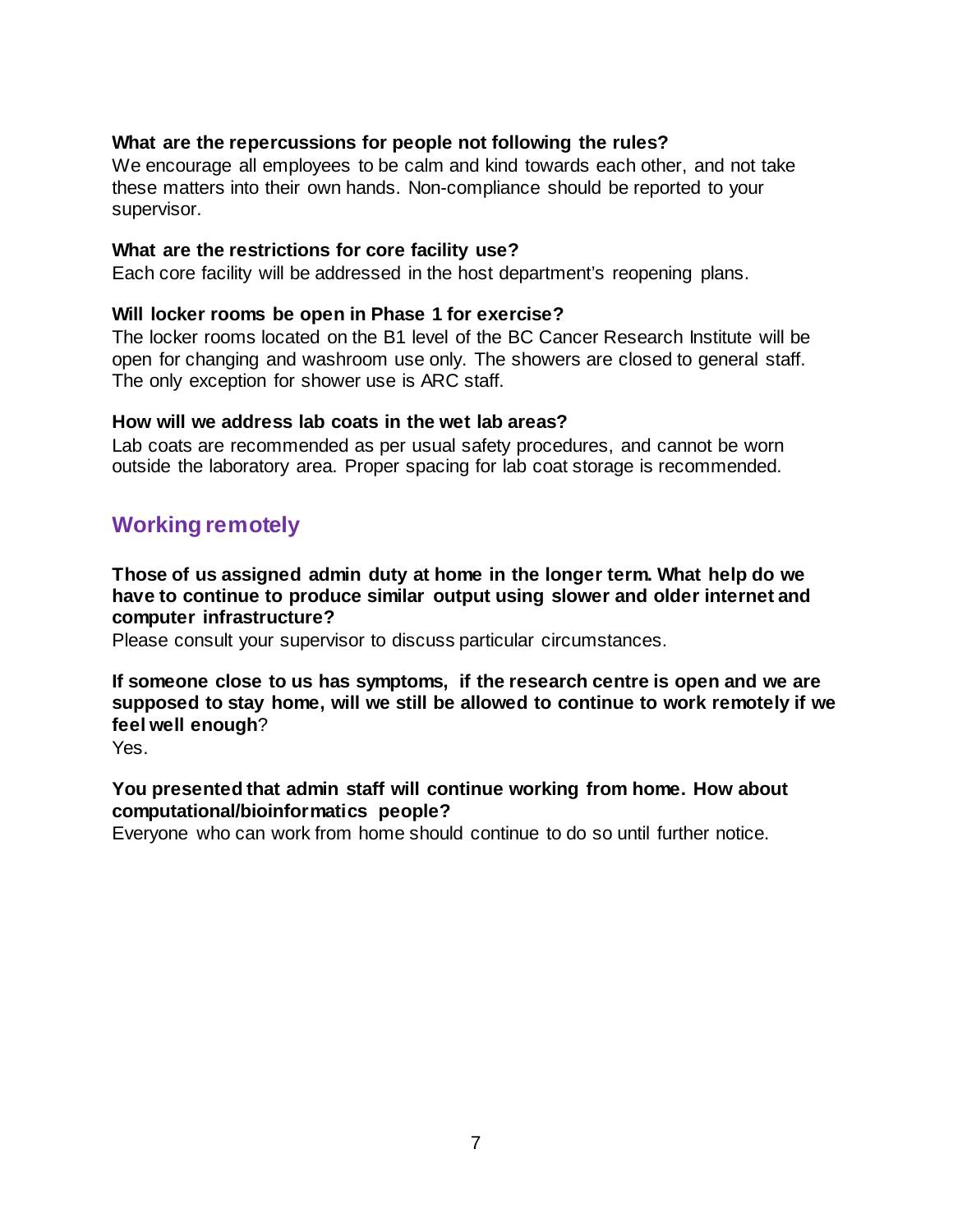**What are the repercussions for people not following the rules?**

We encourage all employees to be calm and kind towards each other, and not take these matters into their own hands. Non-compliance should be reported to your supervisor.

**What are the restrictions for core facility use?**

Each core facility will be addressed in the host department's reopening plans.

**Will locker rooms be open in Phase 1 for exercise?**

The locker rooms located on the B1 level of the BC Cancer Research Institute will be open for changing and washroom use only. The showers are closed to general staff. The only exception for shower use is ARC staff.

**How will we address lab coats in the wet lab areas?**

Lab coats are recommended as per usual safety procedures, and cannot be worn outside the laboratory area. Proper spacing for lab coat storage is recommended.

## Working remotely

**Those of us assigned admin duty at home in the longer term. What help do we have to continue to produce similar output using slower and older internet and computer infrastructure?**

Please consult your supervisor to discuss particular circumstances.

**If someone close to us has symptoms, if the research centre is open and we are supposed to stay home, will we still be allowed to continue to work remotely if we feel well enough**?

Yes.

**You presented that admin staff will continue working from home. How about computational/bioinformatics people?**

Everyone who can work from home should continue to do so until further notice.